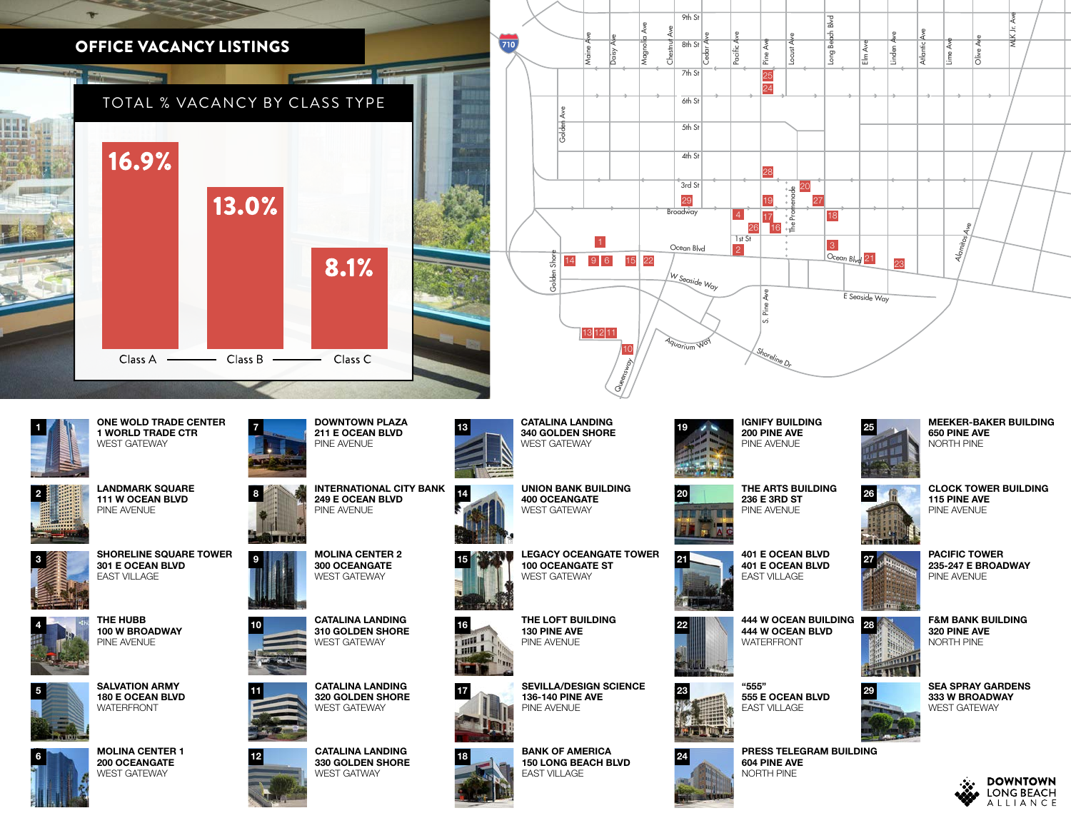# OFFICE VACANCY LISTINGS

## TOTAL % VACANCY BY CLASS TYPE

| Class A | Class B | Class C |
|---|---|---|
| 16.9% | 13.0% | 8.1% |

1. **ONE WOLD TRADE CENTER**
   **1 WORLD TRADE CTR**
   WEST GATEWAY

2. **LANDMARK SQUARE**
   **111 W OCEAN BLVD**
   PINE AVENUE

3. **SHORELINE SQUARE TOWER**
   **301 E OCEAN BLVD**
   EAST VILLAGE

4. **THE HUBB**
   **100 W BROADWAY**
   PINE AVENUE

5. **SALVATION ARMY**
   **180 E OCEAN BLVD**
   WATERFRONT

6. **MOLINA CENTER 1**
   **200 OCEANGATE**
   WEST GATEWAY

7. **DOWNTOWN PLAZA**
   **211 E OCEAN BLVD**
   PINE AVENUE

8. **INTERNATIONAL CITY BANK**
   **249 E OCEAN BLVD**
   PINE AVENUE

9. **MOLINA CENTER 2**
   **300 OCEANGATE**
   WEST GATEWAY

10. **CATALINA LANDING**
    **310 GOLDEN SHORE**
    WEST GATEWAY

11. **CATALINA LANDING**
    **320 GOLDEN SHORE**
    WEST GATEWAY

12. **CATALINA LANDING**
    **330 GOLDEN SHORE**
    WEST GATWAY

13. **CATALINA LANDING**
    **340 GOLDEN SHORE**
    WEST GATEWAY

14. **UNION BANK BUILDING**
    **400 OCEANGATE**
    WEST GATEWAY

15. **LEGACY OCEANGATE TOWER**
    **100 OCEANGATE ST**
    WEST GATEWAY

16. **THE LOFT BUILDING**
    **130 PINE AVE**
    PINE AVENUE

17. **SEVILLA/DESIGN SCIENCE**
    **136-140 PINE AVE**
    PINE AVENUE

18. **BANK OF AMERICA**
    **150 LONG BEACH BLVD**
    EAST VILLAGE

19. **IGNIFY BUILDING**
    **200 PINE AVE**
    PINE AVENUE

20. **THE ARTS BUILDING**
    **236 E 3RD ST**
    PINE AVENUE

21. **401 E OCEAN BLVD**
    **401 E OCEAN BLVD**
    EAST VILLAGE

22. **444 W OCEAN BUILDING**
    **444 W OCEAN BLVD**
    WATERFRONT

23. **"555"**
    **555 E OCEAN BLVD**
    EAST VILLAGE

24. **PRESS TELEGRAM BUILDING**
    **604 PINE AVE**
    NORTH PINE

25. **MEEKER-BAKER BUILDING**
    **650 PINE AVE**
    NORTH PINE

26. **CLOCK TOWER BUILDING**
    **115 PINE AVE**
    PINE AVENUE

27. **PACIFIC TOWER**
    **235-247 E BROADWAY**
    PINE AVENUE

28. **F&M BANK BUILDING**
    **320 PINE AVE**
    NORTH PINE

29. **SEA SPRAY GARDENS**
    **333 W BROADWAY**
    WEST GATEWAY

DOWNTOWN LONG BEACH ALLIANCE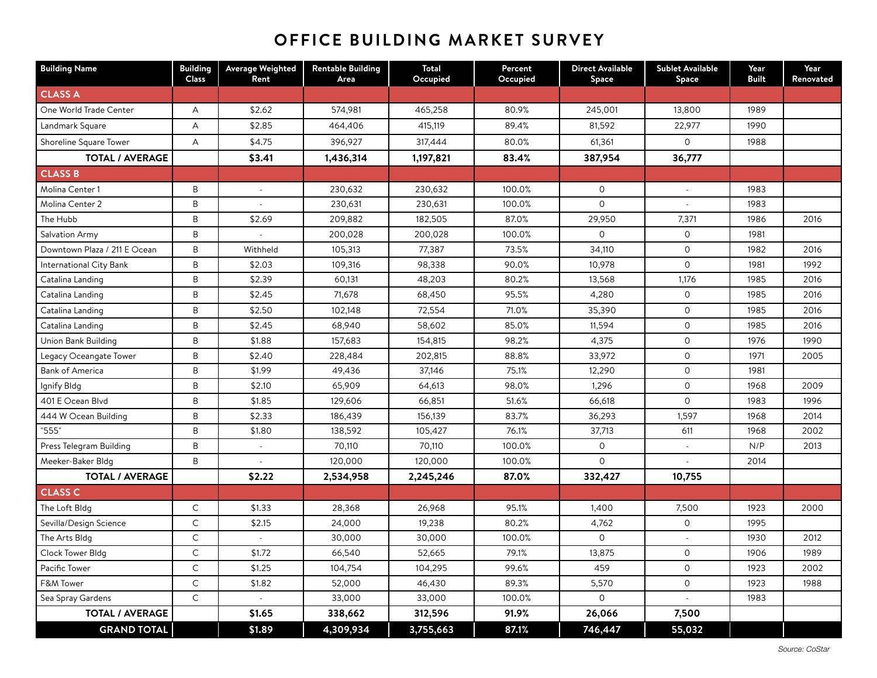# OFFICE BUILDING MARKET SURVEY

| Building Name | Building Class | Average Weighted Rent | Rentable Building Area | Total Occupied | Percent Occupied | Direct Available Space | Sublet Available Space | Year Built | Year Renovated |
|---|---|---|---|---|---|---|---|---|---|
| **CLASS A** | | | | | | | | | |
| One World Trade Center | A | $2.62 | 574,981 | 465,258 | 80.9% | 245,001 | 13,800 | 1989 | |
| Landmark Square | A | $2.85 | 464,406 | 415,119 | 89.4% | 81,592 | 22,977 | 1990 | |
| Shoreline Square Tower | A | $4.75 | 396,927 | 317,444 | 80.0% | 61,361 | 0 | 1988 | |
| **TOTAL / AVERAGE** | | **$3.41** | **1,436,314** | **1,197,821** | **83.4%** | **387,954** | **36,777** | | |
| **CLASS B** | | | | | | | | | |
| Molina Center 1 | B | - | 230,632 | 230,632 | 100.0% | 0 | - | 1983 | |
| Molina Center 2 | B | - | 230,631 | 230,631 | 100.0% | 0 | - | 1983 | |
| The Hubb | B | $2.69 | 209,882 | 182,505 | 87.0% | 29,950 | 7,371 | 1986 | 2016 |
| Salvation Army | B | - | 200,028 | 200,028 | 100.0% | 0 | 0 | 1981 | |
| Downtown Plaza / 211 E Ocean | B | Withheld | 105,313 | 77,387 | 73.5% | 34,110 | 0 | 1982 | 2016 |
| International City Bank | B | $2.03 | 109,316 | 98,338 | 90.0% | 10,978 | 0 | 1981 | 1992 |
| Catalina Landing | B | $2.39 | 60,131 | 48,203 | 80.2% | 13,568 | 1,176 | 1985 | 2016 |
| Catalina Landing | B | $2.45 | 71,678 | 68,450 | 95.5% | 4,280 | 0 | 1985 | 2016 |
| Catalina Landing | B | $2.50 | 102,148 | 72,554 | 71.0% | 35,390 | 0 | 1985 | 2016 |
| Catalina Landing | B | $2.45 | 68,940 | 58,602 | 85.0% | 11,594 | 0 | 1985 | 2016 |
| Union Bank Building | B | $1.88 | 157,683 | 154,815 | 98.2% | 4,375 | 0 | 1976 | 1990 |
| Legacy Oceangate Tower | B | $2.40 | 228,484 | 202,815 | 88.8% | 33,972 | 0 | 1971 | 2005 |
| Bank of America | B | $1.99 | 49,436 | 37,146 | 75.1% | 12,290 | 0 | 1981 | |
| Ignify Bldg | B | $2.10 | 65,909 | 64,613 | 98.0% | 1,296 | 0 | 1968 | 2009 |
| 401 E Ocean Blvd | B | $1.85 | 129,606 | 66,851 | 51.6% | 66,618 | 0 | 1983 | 1996 |
| 444 W Ocean Building | B | $2.33 | 186,439 | 156,139 | 83.7% | 36,293 | 1,597 | 1968 | 2014 |
| "555" | B | $1.80 | 138,592 | 105,427 | 76.1% | 37,713 | 611 | 1968 | 2002 |
| Press Telegram Building | B | - | 70,110 | 70,110 | 100.0% | 0 | - | N/P | 2013 |
| Meeker-Baker Bldg | B | - | 120,000 | 120,000 | 100.0% | 0 | - | 2014 | |
| **TOTAL / AVERAGE** | | **$2.22** | **2,534,958** | **2,245,246** | **87.0%** | **332,427** | **10,755** | | |
| **CLASS C** | | | | | | | | | |
| The Loft Bldg | C | $1.33 | 28,368 | 26,968 | 95.1% | 1,400 | 7,500 | 1923 | 2000 |
| Sevilla/Design Science | C | $2.15 | 24,000 | 19,238 | 80.2% | 4,762 | 0 | 1995 | |
| The Arts Bldg | C | - | 30,000 | 30,000 | 100.0% | 0 | - | 1930 | 2012 |
| Clock Tower Bldg | C | $1.72 | 66,540 | 52,665 | 79.1% | 13,875 | 0 | 1906 | 1989 |
| Pacific Tower | C | $1.25 | 104,754 | 104,295 | 99.6% | 459 | 0 | 1923 | 2002 |
| F&M Tower | C | $1.82 | 52,000 | 46,430 | 89.3% | 5,570 | 0 | 1923 | 1988 |
| Sea Spray Gardens | C | - | 33,000 | 33,000 | 100.0% | 0 | - | 1983 | |
| **TOTAL / AVERAGE** | | **$1.65** | **338,662** | **312,596** | **91.9%** | **26,066** | **7,500** | | |
| **GRAND TOTAL** | | **$1.89** | **4,309,934** | **3,755,663** | **87.1%** | **746,447** | **55,032** | | |

*Source: CoStar*